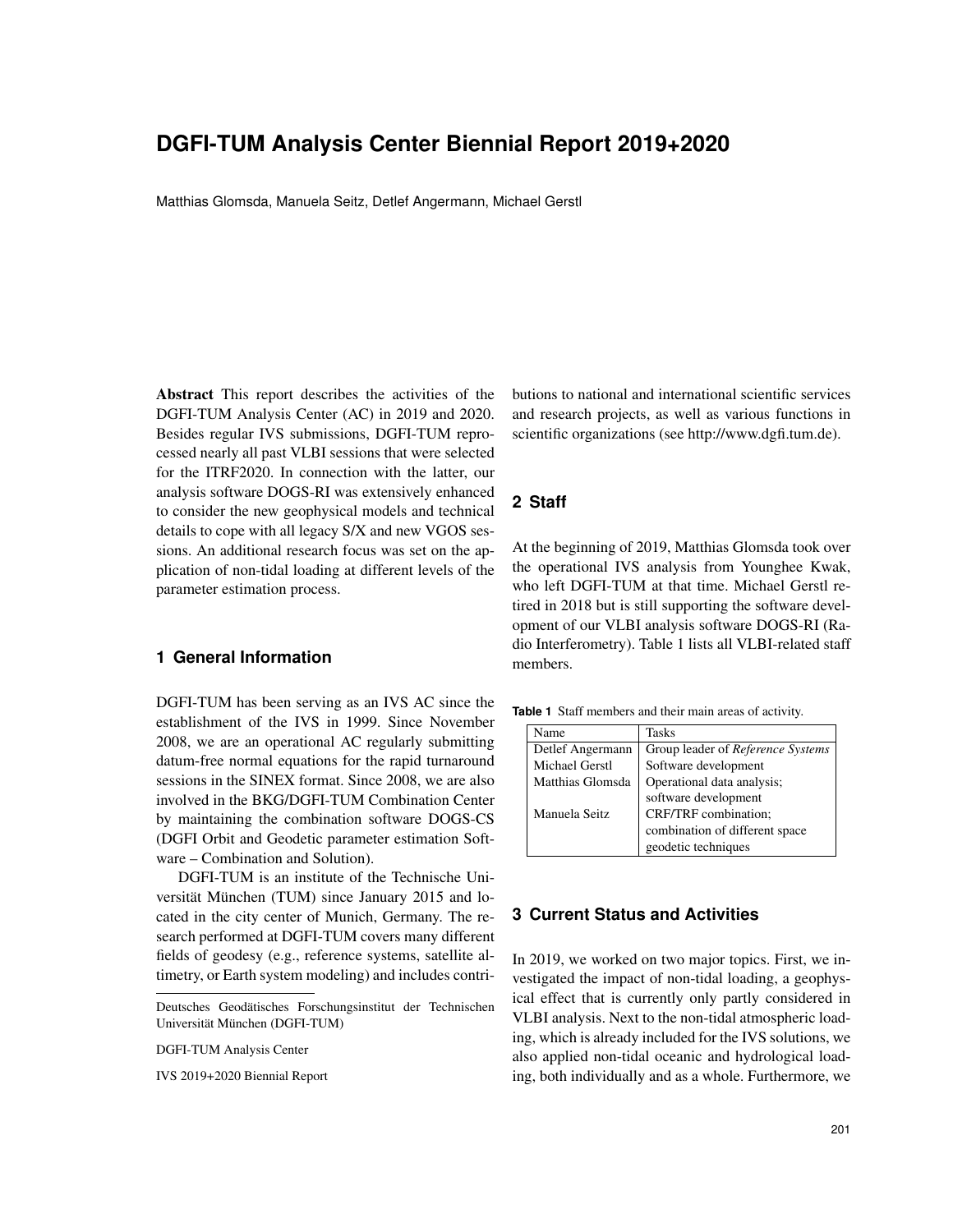# DGFI-TUM Analysis Center Biennial Report 2019+2020

Matthias Glomsda, Manuela Seitz, Detlef Angermann, Michael Gerstl

**Abstract** This report describes the activities of the DGFI-TUM Analysis Center (AC) in 2019 and 2020. Besides regular IVS submissions, DGFI-TUM reprocessed nearly all past VLBI sessions that were selected for the ITRF2020. In connection with the latter, our analysis software DOGS-RI was extensively enhanced to consider the new geophysical models and technical details to cope with all legacy S/X and new VGOS sessions. An additional research focus was set on the application of non-tidal loading at different levels of the parameter estimation process.

## 1 General Information

DGFI-TUM has been serving as an IVS AC since the establishment of the IVS in 1999. Since November 2008, we are an operational AC regularly submitting datum-free normal equations for the rapid turnaround sessions in the SINEX format. Since 2008, we are also involved in the BKG/DGFI-TUM Combination Center by maintaining the combination software DOGS-CS (DGFI Orbit and Geodetic parameter estimation Software – Combination and Solution).

DGFI-TUM is an institute of the Technische Universität München (TUM) since January 2015 and located in the city center of Munich, Germany. The research performed at DGFI-TUM covers many different fields of geodesy (e.g., reference systems, satellite altimetry, or Earth system modeling) and includes contributions to national and international scientific services and research projects, as well as various functions in scientific organizations (see http://www.dgfi.tum.de).

Deutsches Geodätisches Forschungsinstitut der Technischen Universität München (DGFI-TUM)

DGFI-TUM Analysis Center

IVS 2019+2020 Biennial Report

## 2 Staff

At the beginning of 2019, Matthias Glomsda took over the operational IVS analysis from Younghee Kwak, who left DGFI-TUM at that time. Michael Gerstl retired in 2018 but is still supporting the software development of our VLBI analysis software DOGS-RI (Radio Interferometry). Table 1 lists all VLBI-related staff members.

**Table 1** Staff members and their main areas of activity.

| Name | Tasks |
|---|---|
| Detlef Angermann | Group leader of *Reference Systems* |
| Michael Gerstl | Software development |
| Matthias Glomsda | Operational data analysis; software development |
| Manuela Seitz | CRF/TRF combination; combination of different space geodetic techniques |

## 3 Current Status and Activities

In 2019, we worked on two major topics. First, we investigated the impact of non-tidal loading, a geophysical effect that is currently only partly considered in VLBI analysis. Next to the non-tidal atmospheric loading, which is already included for the IVS solutions, we also applied non-tidal oceanic and hydrological loading, both individually and as a whole. Furthermore, we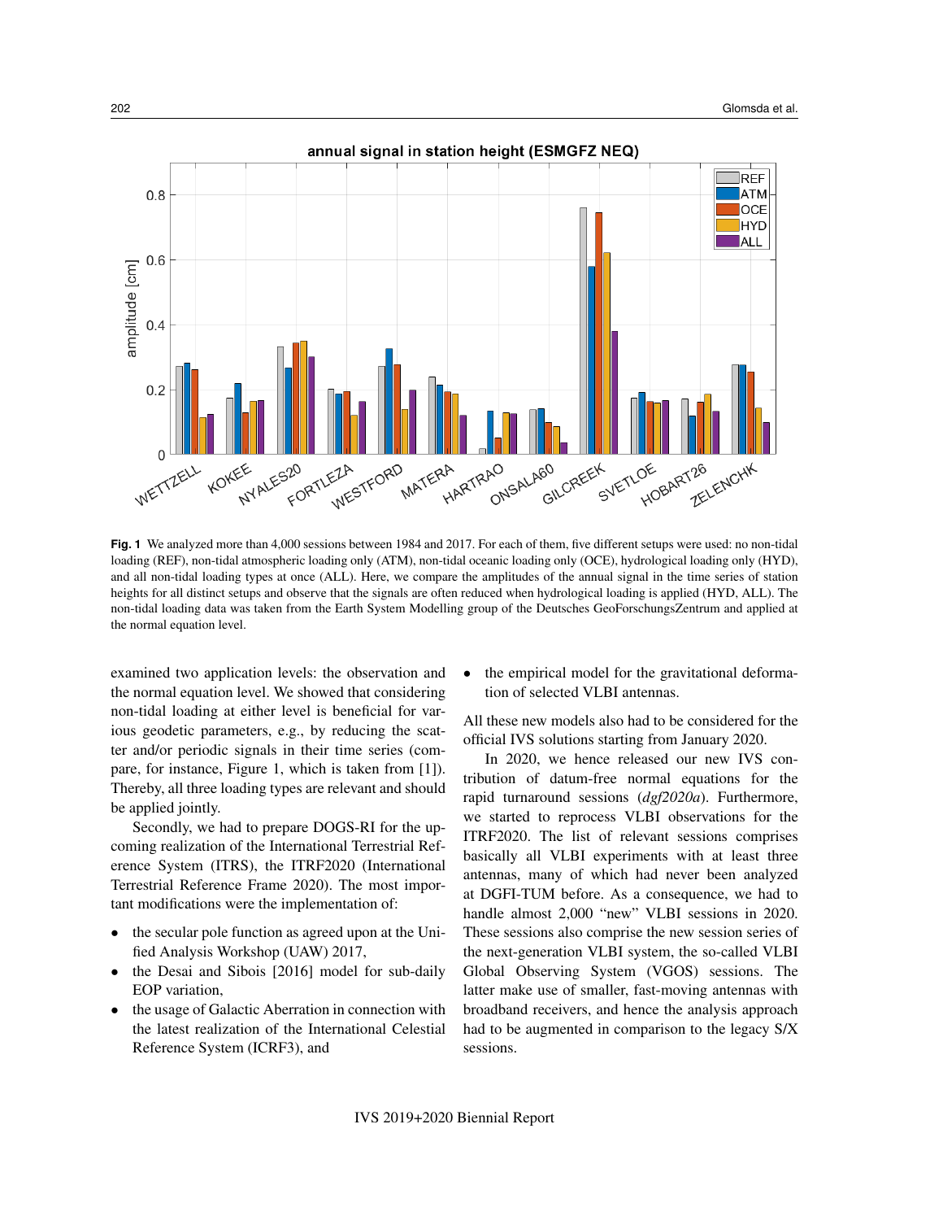**Fig. 1** We analyzed more than 4,000 sessions between 1984 and 2017. For each of them, five different setups were used: no non-tidal loading (REF), non-tidal atmospheric loading only (ATM), non-tidal oceanic loading only (OCE), hydrological loading only (HYD), and all non-tidal loading types at once (ALL). Here, we compare the amplitudes of the annual signal in the time series of station heights for all distinct setups and observe that the signals are often reduced when hydrological loading is applied (HYD, ALL). The non-tidal loading data was taken from the Earth System Modelling group of the Deutsches GeoForschungsZentrum and applied at the normal equation level.

examined two application levels: the observation and the normal equation level. We showed that considering non-tidal loading at either level is beneficial for various geodetic parameters, e.g., by reducing the scatter and/or periodic signals in their time series (compare, for instance, Figure 1, which is taken from [1]). Thereby, all three loading types are relevant and should be applied jointly.

Secondly, we had to prepare DOGS-RI for the upcoming realization of the International Terrestrial Reference System (ITRS), the ITRF2020 (International Terrestrial Reference Frame 2020). The most important modifications were the implementation of:

- the secular pole function as agreed upon at the Unified Analysis Workshop (UAW) 2017,
- the Desai and Sibois [2016] model for sub-daily EOP variation,
- the usage of Galactic Aberration in connection with the latest realization of the International Celestial Reference System (ICRF3), and
- the empirical model for the gravitational deformation of selected VLBI antennas.

All these new models also had to be considered for the official IVS solutions starting from January 2020.

In 2020, we hence released our new IVS contribution of datum-free normal equations for the rapid turnaround sessions (*dgf2020a*). Furthermore, we started to reprocess VLBI observations for the ITRF2020. The list of relevant sessions comprises basically all VLBI experiments with at least three antennas, many of which had never been analyzed at DGFI-TUM before. As a consequence, we had to handle almost 2,000 "new" VLBI sessions in 2020. These sessions also comprise the new session series of the next-generation VLBI system, the so-called VLBI Global Observing System (VGOS) sessions. The latter make use of smaller, fast-moving antennas with broadband receivers, and hence the analysis approach had to be augmented in comparison to the legacy S/X sessions.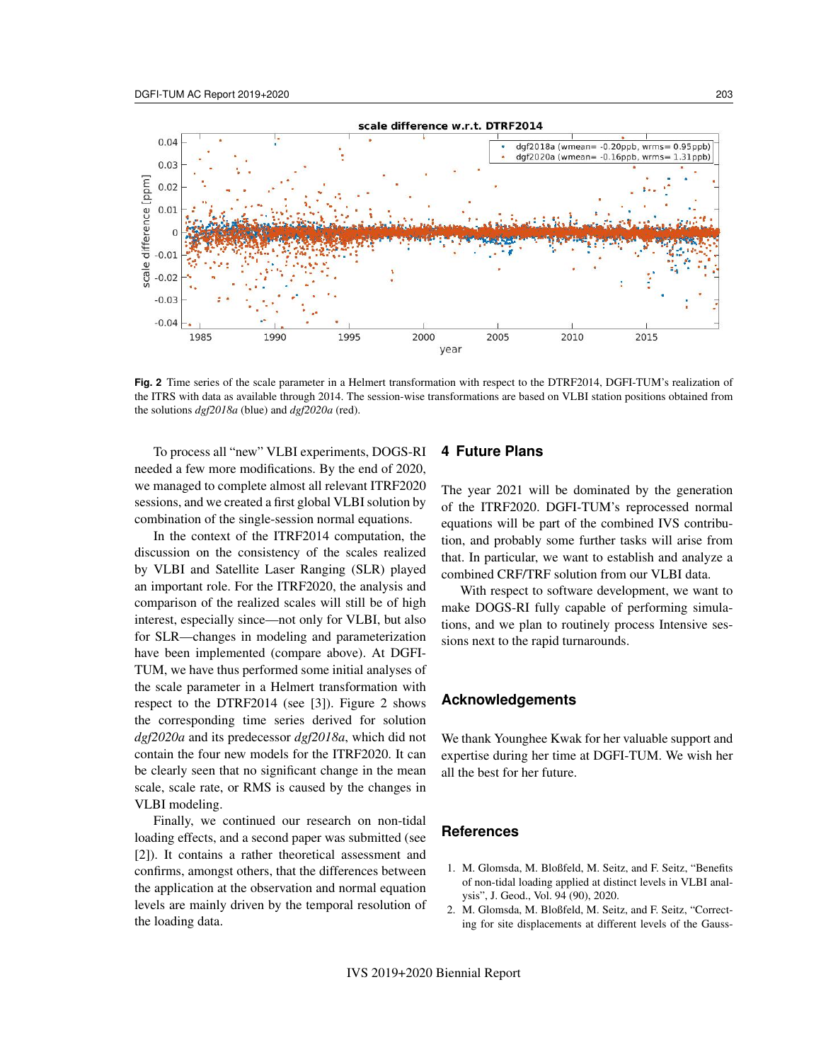**Fig. 2** Time series of the scale parameter in a Helmert transformation with respect to the DTRF2014, DGFI-TUM's realization of the ITRS with data as available through 2014. The session-wise transformations are based on VLBI station positions obtained from the solutions *dgf2018a* (blue) and *dgf2020a* (red).

To process all "new" VLBI experiments, DOGS-RI needed a few more modifications. By the end of 2020, we managed to complete almost all relevant ITRF2020 sessions, and we created a first global VLBI solution by combination of the single-session normal equations.

In the context of the ITRF2014 computation, the discussion on the consistency of the scales realized by VLBI and Satellite Laser Ranging (SLR) played an important role. For the ITRF2020, the analysis and comparison of the realized scales will still be of high interest, especially since—not only for VLBI, but also for SLR—changes in modeling and parameterization have been implemented (compare above). At DGFI-TUM, we have thus performed some initial analyses of the scale parameter in a Helmert transformation with respect to the DTRF2014 (see [3]). Figure 2 shows the corresponding time series derived for solution *dgf2020a* and its predecessor *dgf2018a*, which did not contain the four new models for the ITRF2020. It can be clearly seen that no significant change in the mean scale, scale rate, or RMS is caused by the changes in VLBI modeling.

Finally, we continued our research on non-tidal loading effects, and a second paper was submitted (see [2]). It contains a rather theoretical assessment and confirms, amongst others, that the differences between the application at the observation and normal equation levels are mainly driven by the temporal resolution of the loading data.

## 4 Future Plans

The year 2021 will be dominated by the generation of the ITRF2020. DGFI-TUM's reprocessed normal equations will be part of the combined IVS contribution, and probably some further tasks will arise from that. In particular, we want to establish and analyze a combined CRF/TRF solution from our VLBI data.

With respect to software development, we want to make DOGS-RI fully capable of performing simulations, and we plan to routinely process Intensive sessions next to the rapid turnarounds.

## Acknowledgements

We thank Younghee Kwak for her valuable support and expertise during her time at DGFI-TUM. We wish her all the best for her future.

## References

1. M. Glomsda, M. Bloßfeld, M. Seitz, and F. Seitz, "Benefits of non-tidal loading applied at distinct levels in VLBI analysis", J. Geod., Vol. 94 (90), 2020.
2. M. Glomsda, M. Bloßfeld, M. Seitz, and F. Seitz, "Correcting for site displacements at different levels of the Gauss-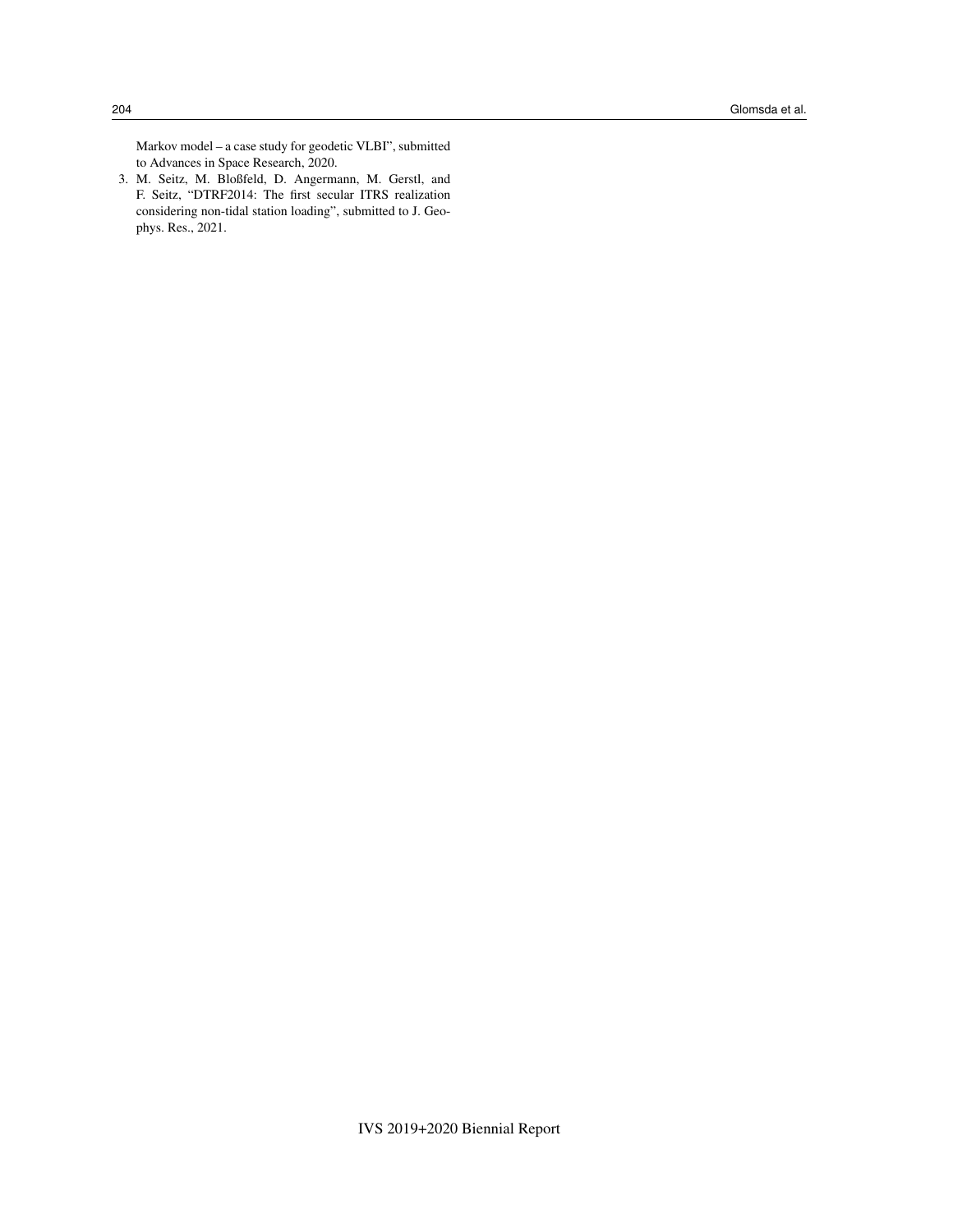Markov model – a case study for geodetic VLBI", submitted to Advances in Space Research, 2020.

3. M. Seitz, M. Bloßfeld, D. Angermann, M. Gerstl, and F. Seitz, "DTRF2014: The first secular ITRS realization considering non-tidal station loading", submitted to J. Geophys. Res., 2021.